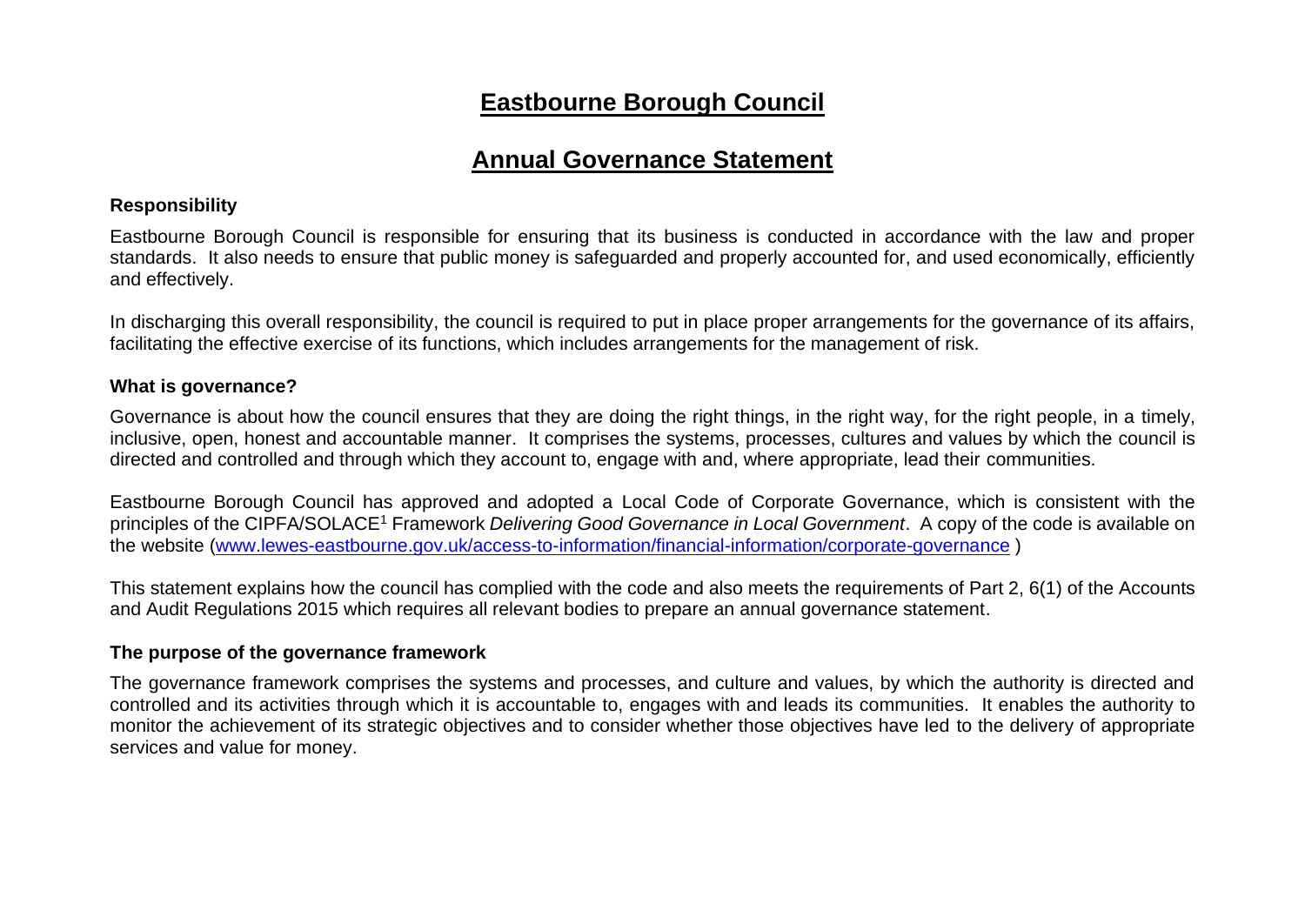# Eastbourne Borough Council

## Annual Governance Statement

### Responsibility

Eastbourne Borough Council is responsible for ensuring that its business is conducted in accordance with the law and proper standards. It also needs to ensure that public money is safeguarded and properly accounted for, and used economically, efficiently and effectively.

In discharging this overall responsibility, the council is required to put in place proper arrangements for the governance of its affairs, facilitating the effective exercise of its functions, which includes arrangements for the management of risk.

### What is governance?

Governance is about how the council ensures that they are doing the right things, in the right way, for the right people, in a timely, inclusive, open, honest and accountable manner. It comprises the systems, processes, cultures and values by which the council is directed and controlled and through which they account to, engage with and, where appropriate, lead their communities.

Eastbourne Borough Council has approved and adopted a Local Code of Corporate Governance, which is consistent with the principles of the CIPFA/SOLACE[1] Framework *Delivering Good Governance in Local Government*. A copy of the code is available on the website ([www.lewes-eastbourne.gov.uk/access-to-information/financial-information/corporate-governance](www.lewes-eastbourne.gov.uk/access-to-information/financial-information/corporate-governance) )

This statement explains how the council has complied with the code and also meets the requirements of Part 2, 6(1) of the Accounts and Audit Regulations 2015 which requires all relevant bodies to prepare an annual governance statement.

### The purpose of the governance framework

The governance framework comprises the systems and processes, and culture and values, by which the authority is directed and controlled and its activities through which it is accountable to, engages with and leads its communities. It enables the authority to monitor the achievement of its strategic objectives and to consider whether those objectives have led to the delivery of appropriate services and value for money.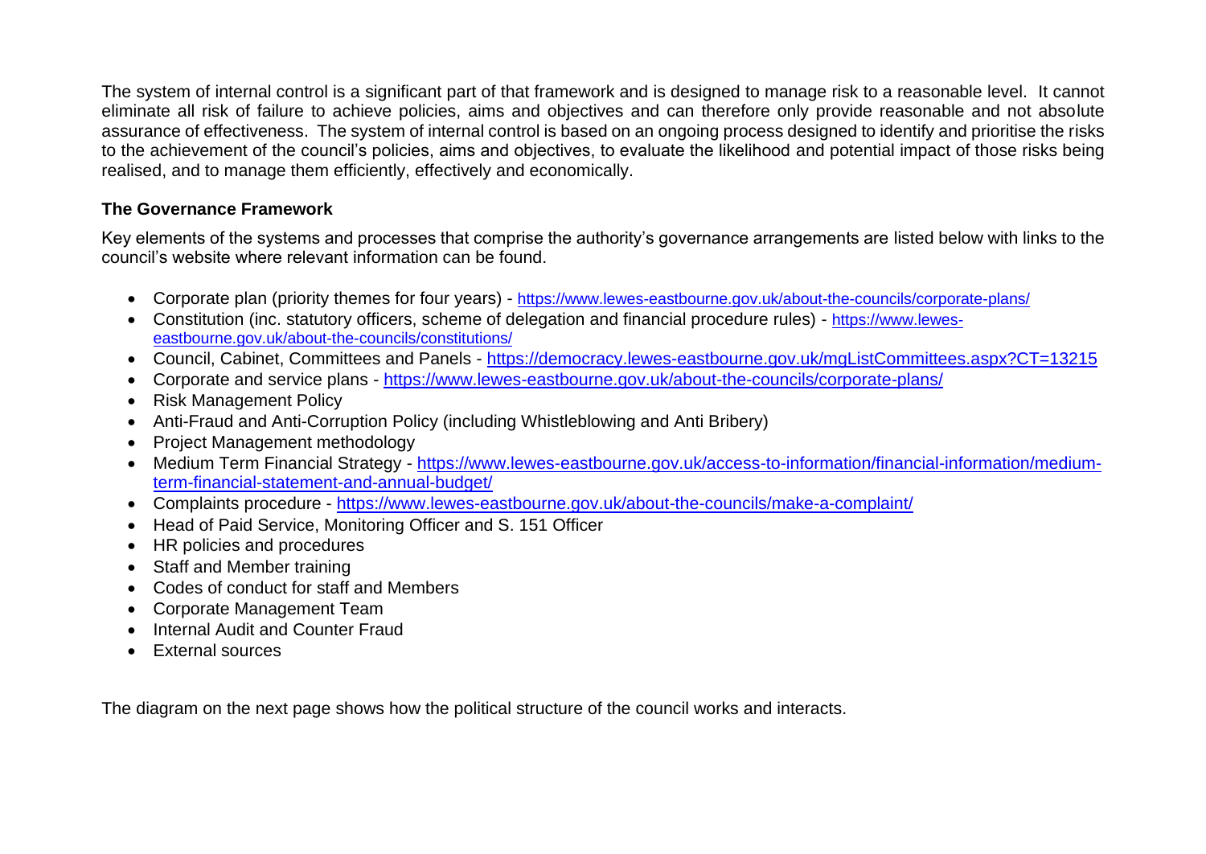The system of internal control is a significant part of that framework and is designed to manage risk to a reasonable level. It cannot eliminate all risk of failure to achieve policies, aims and objectives and can therefore only provide reasonable and not absolute assurance of effectiveness. The system of internal control is based on an ongoing process designed to identify and prioritise the risks to the achievement of the council's policies, aims and objectives, to evaluate the likelihood and potential impact of those risks being realised, and to manage them efficiently, effectively and economically.

**The Governance Framework**

Key elements of the systems and processes that comprise the authority's governance arrangements are listed below with links to the council's website where relevant information can be found.

- Corporate plan (priority themes for four years) - https://www.lewes-eastbourne.gov.uk/about-the-councils/corporate-plans/
- Constitution (inc. statutory officers, scheme of delegation and financial procedure rules) - https://www.lewes-eastbourne.gov.uk/about-the-councils/constitutions/
- Council, Cabinet, Committees and Panels - https://democracy.lewes-eastbourne.gov.uk/mgListCommittees.aspx?CT=13215
- Corporate and service plans - https://www.lewes-eastbourne.gov.uk/about-the-councils/corporate-plans/
- Risk Management Policy
- Anti-Fraud and Anti-Corruption Policy (including Whistleblowing and Anti Bribery)
- Project Management methodology
- Medium Term Financial Strategy - https://www.lewes-eastbourne.gov.uk/access-to-information/financial-information/medium-term-financial-statement-and-annual-budget/
- Complaints procedure - https://www.lewes-eastbourne.gov.uk/about-the-councils/make-a-complaint/
- Head of Paid Service, Monitoring Officer and S. 151 Officer
- HR policies and procedures
- Staff and Member training
- Codes of conduct for staff and Members
- Corporate Management Team
- Internal Audit and Counter Fraud
- External sources

The diagram on the next page shows how the political structure of the council works and interacts.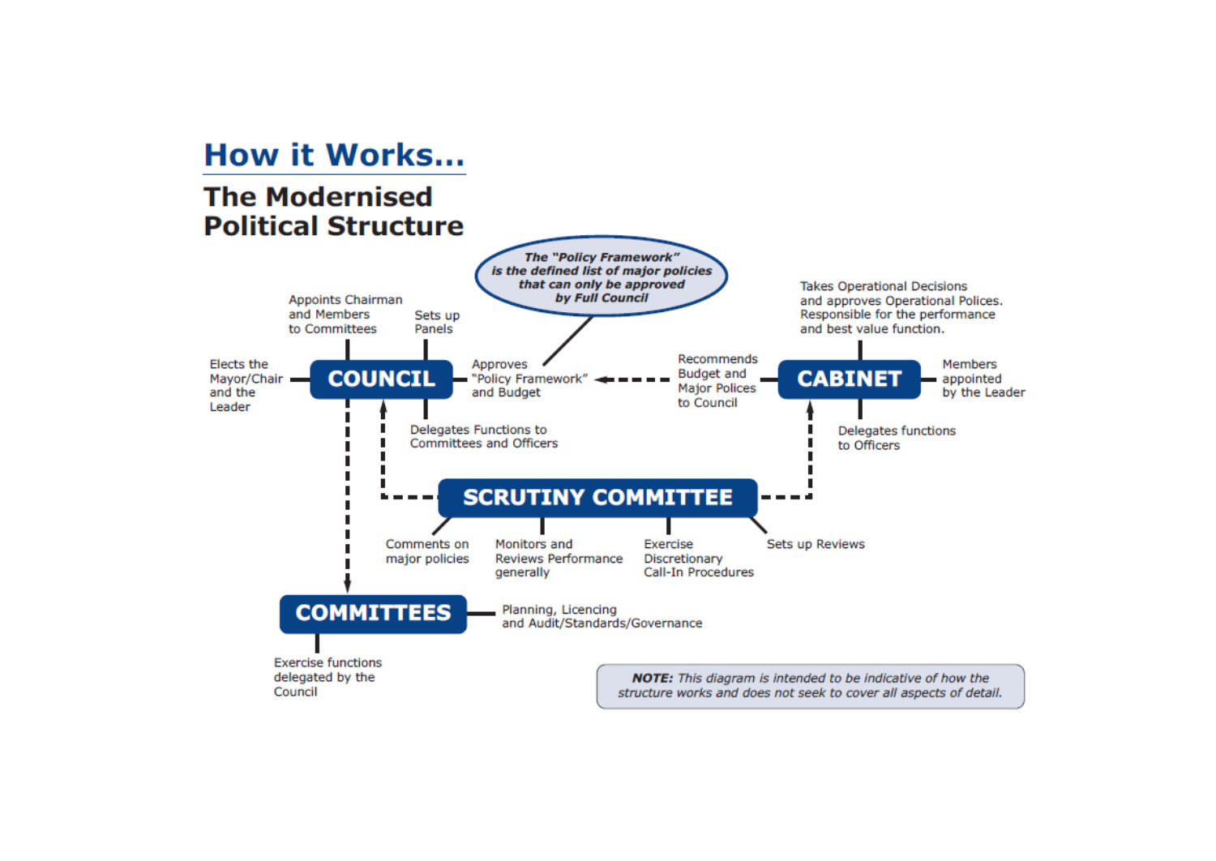# How it Works...

## The Modernised Political Structure

*The "Policy Framework" is the defined list of major policies that can only be approved by Full Council*

**COUNCIL**

- Elects the Mayor/Chair and the Leader
- Appoints Chairman and Members to Committees
- Sets up Panels
- Approves "Policy Framework" and Budget
- Delegates Functions to Committees and Officers

**CABINET**

- Takes Operational Decisions and approves Operational Polices. Responsible for the performance and best value function.
- Members appointed by the Leader
- Recommends Budget and Major Polices to Council
- Delegates functions to Officers

**SCRUTINY COMMITTEE**

- Comments on major policies
- Monitors and Reviews Performance generally
- Exercise Discretionary Call-In Procedures
- Sets up Reviews

**COMMITTEES**

- Planning, Licencing and Audit/Standards/Governance
- Exercise functions delegated by the Council

***NOTE:*** *This diagram is intended to be indicative of how the structure works and does not seek to cover all aspects of detail.*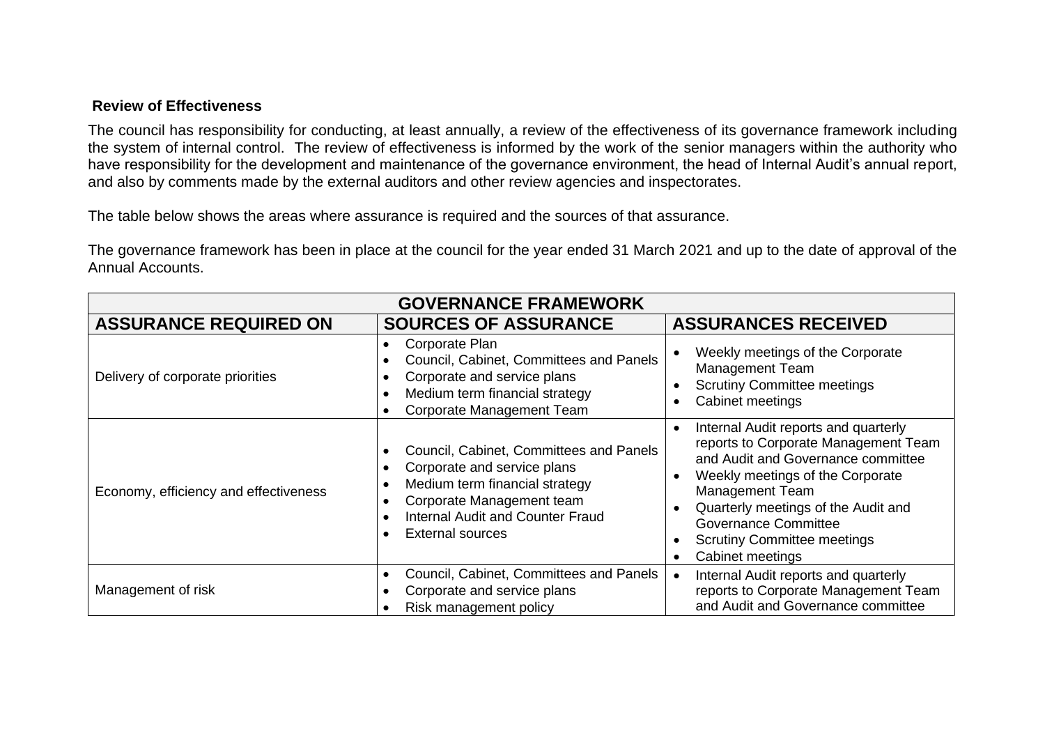**Review of Effectiveness**

The council has responsibility for conducting, at least annually, a review of the effectiveness of its governance framework including the system of internal control. The review of effectiveness is informed by the work of the senior managers within the authority who have responsibility for the development and maintenance of the governance environment, the head of Internal Audit's annual report, and also by comments made by the external auditors and other review agencies and inspectorates.

The table below shows the areas where assurance is required and the sources of that assurance.

The governance framework has been in place at the council for the year ended 31 March 2021 and up to the date of approval of the Annual Accounts.

| GOVERNANCE FRAMEWORK | | |
|---|---|---|
| **ASSURANCE REQUIRED ON** | **SOURCES OF ASSURANCE** | **ASSURANCES RECEIVED** |
| Delivery of corporate priorities | • Corporate Plan<br>• Council, Cabinet, Committees and Panels<br>• Corporate and service plans<br>• Medium term financial strategy<br>• Corporate Management Team | • Weekly meetings of the Corporate Management Team<br>• Scrutiny Committee meetings<br>• Cabinet meetings |
| Economy, efficiency and effectiveness | • Council, Cabinet, Committees and Panels<br>• Corporate and service plans<br>• Medium term financial strategy<br>• Corporate Management team<br>• Internal Audit and Counter Fraud<br>• External sources | • Internal Audit reports and quarterly reports to Corporate Management Team and Audit and Governance committee<br>• Weekly meetings of the Corporate Management Team<br>• Quarterly meetings of the Audit and Governance Committee<br>• Scrutiny Committee meetings<br>• Cabinet meetings |
| Management of risk | • Council, Cabinet, Committees and Panels<br>• Corporate and service plans<br>• Risk management policy | • Internal Audit reports and quarterly reports to Corporate Management Team and Audit and Governance committee |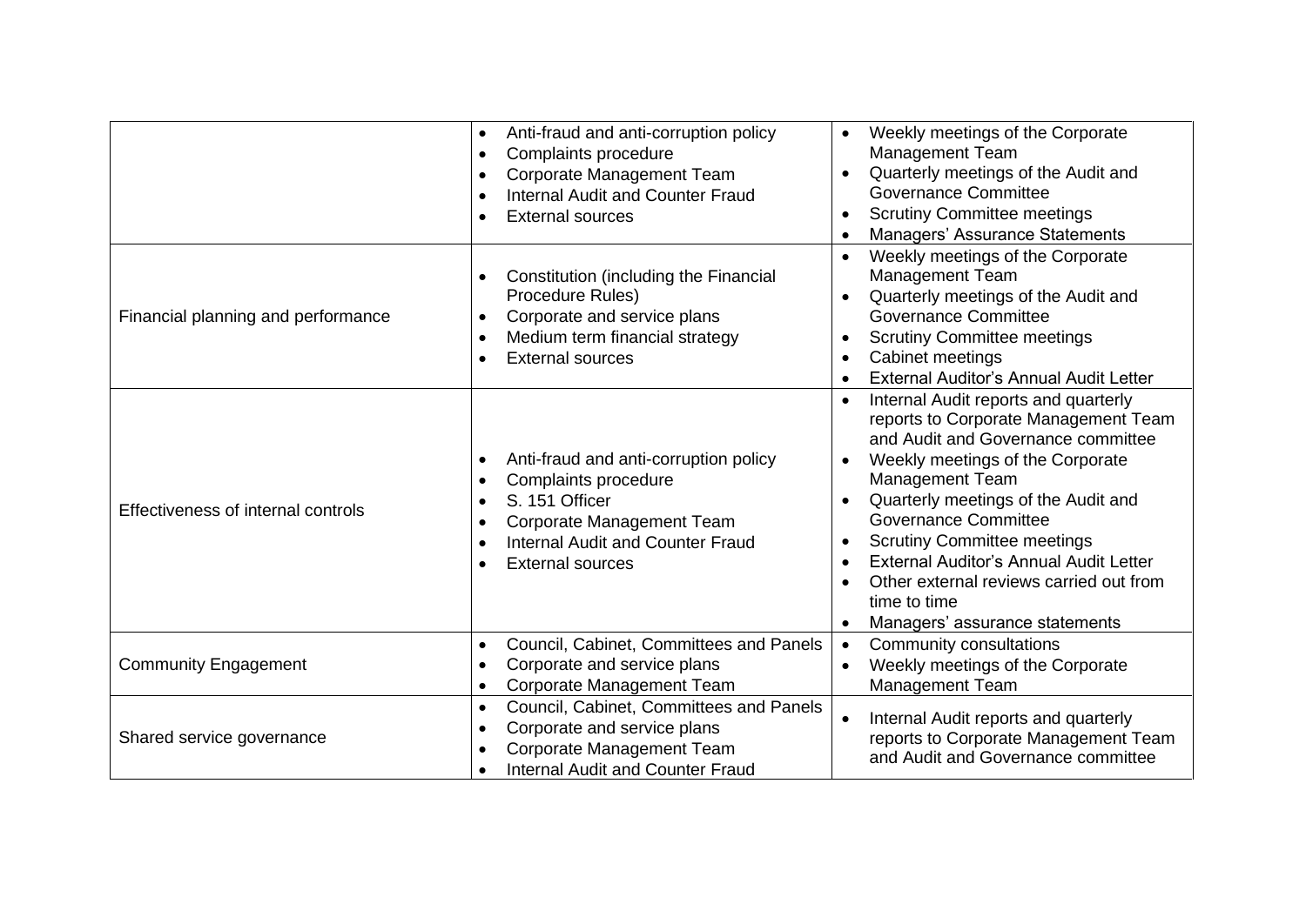| | | |
|---|---|---|
| | • Anti-fraud and anti-corruption policy<br>• Complaints procedure<br>• Corporate Management Team<br>• Internal Audit and Counter Fraud<br>• External sources | • Weekly meetings of the Corporate Management Team<br>• Quarterly meetings of the Audit and Governance Committee<br>• Scrutiny Committee meetings<br>• Managers' Assurance Statements |
| Financial planning and performance | • Constitution (including the Financial Procedure Rules)<br>• Corporate and service plans<br>• Medium term financial strategy<br>• External sources | • Weekly meetings of the Corporate Management Team<br>• Quarterly meetings of the Audit and Governance Committee<br>• Scrutiny Committee meetings<br>• Cabinet meetings<br>• External Auditor's Annual Audit Letter |
| Effectiveness of internal controls | • Anti-fraud and anti-corruption policy<br>• Complaints procedure<br>• S. 151 Officer<br>• Corporate Management Team<br>• Internal Audit and Counter Fraud<br>• External sources | • Internal Audit reports and quarterly reports to Corporate Management Team and Audit and Governance committee<br>• Weekly meetings of the Corporate Management Team<br>• Quarterly meetings of the Audit and Governance Committee<br>• Scrutiny Committee meetings<br>• External Auditor's Annual Audit Letter<br>• Other external reviews carried out from time to time<br>• Managers' assurance statements |
| Community Engagement | • Council, Cabinet, Committees and Panels<br>• Corporate and service plans<br>• Corporate Management Team | • Community consultations<br>• Weekly meetings of the Corporate Management Team |
| Shared service governance | • Council, Cabinet, Committees and Panels<br>• Corporate and service plans<br>• Corporate Management Team<br>• Internal Audit and Counter Fraud | • Internal Audit reports and quarterly reports to Corporate Management Team and Audit and Governance committee |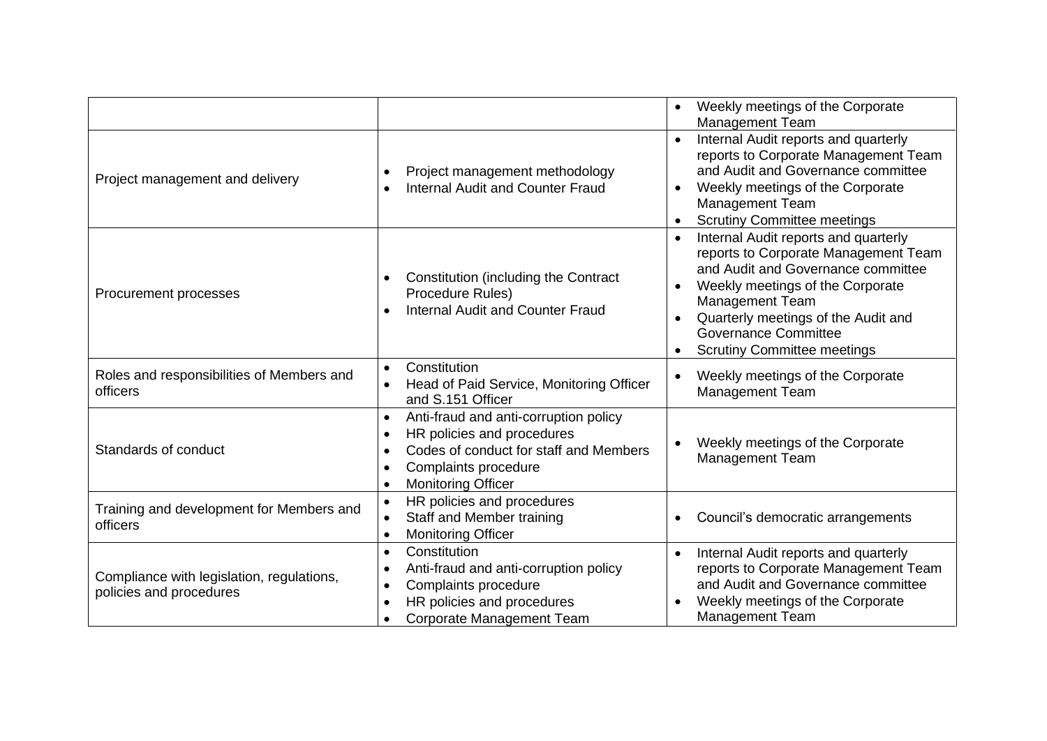| | | |
|---|---|---|
| | | • Weekly meetings of the Corporate Management Team |
| Project management and delivery | • Project management methodology<br>• Internal Audit and Counter Fraud | • Internal Audit reports and quarterly reports to Corporate Management Team and Audit and Governance committee<br>• Weekly meetings of the Corporate Management Team<br>• Scrutiny Committee meetings |
| Procurement processes | • Constitution (including the Contract Procedure Rules)<br>• Internal Audit and Counter Fraud | • Internal Audit reports and quarterly reports to Corporate Management Team and Audit and Governance committee<br>• Weekly meetings of the Corporate Management Team<br>• Quarterly meetings of the Audit and Governance Committee<br>• Scrutiny Committee meetings |
| Roles and responsibilities of Members and officers | • Constitution<br>• Head of Paid Service, Monitoring Officer and S.151 Officer | • Weekly meetings of the Corporate Management Team |
| Standards of conduct | • Anti-fraud and anti-corruption policy<br>• HR policies and procedures<br>• Codes of conduct for staff and Members<br>• Complaints procedure<br>• Monitoring Officer | • Weekly meetings of the Corporate Management Team |
| Training and development for Members and officers | • HR policies and procedures<br>• Staff and Member training<br>• Monitoring Officer | • Council's democratic arrangements |
| Compliance with legislation, regulations, policies and procedures | • Constitution<br>• Anti-fraud and anti-corruption policy<br>• Complaints procedure<br>• HR policies and procedures<br>• Corporate Management Team | • Internal Audit reports and quarterly reports to Corporate Management Team and Audit and Governance committee<br>• Weekly meetings of the Corporate Management Team |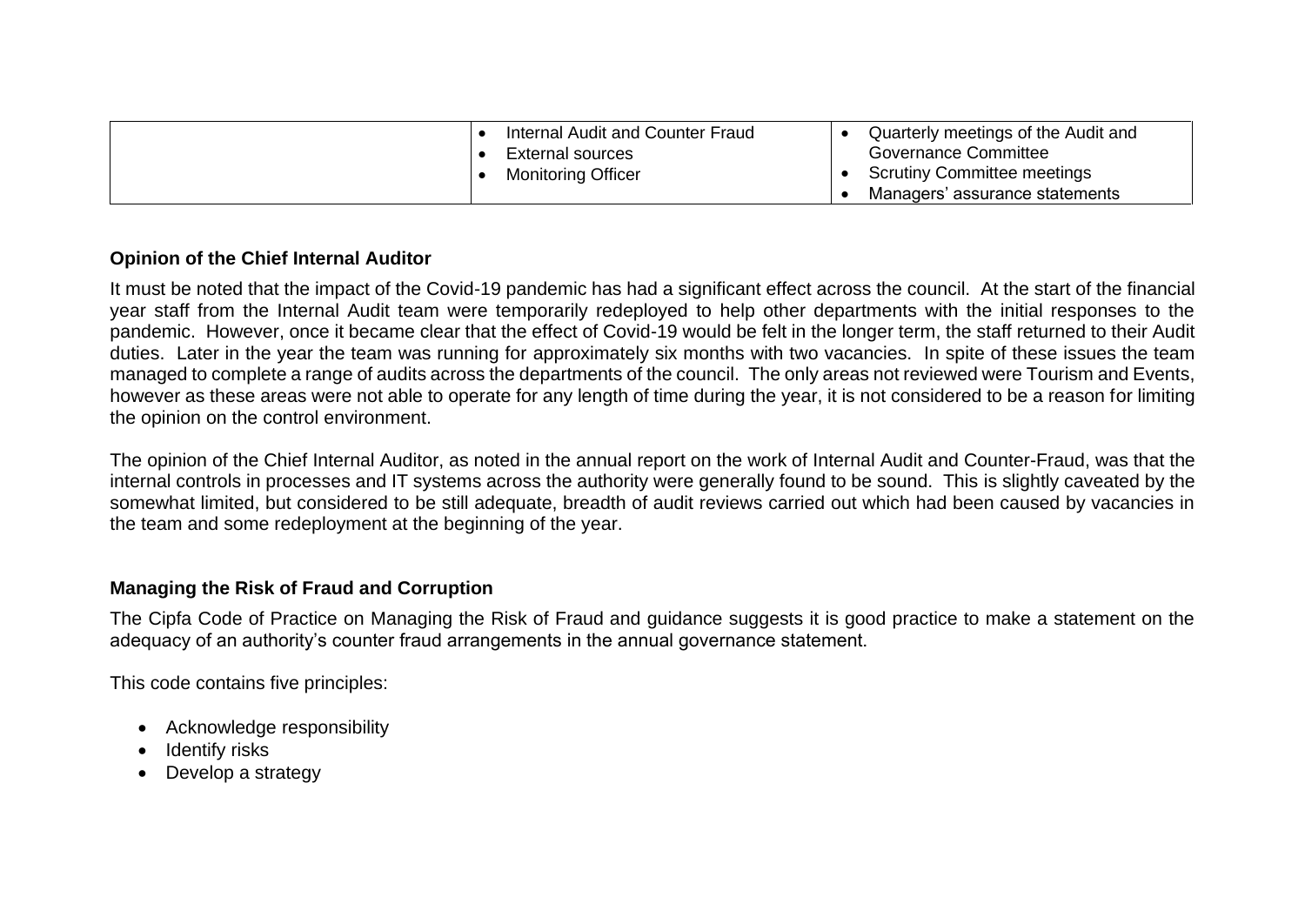| | | |
|---|---|---|
| | • Internal Audit and Counter Fraud<br>• External sources<br>• Monitoring Officer | • Quarterly meetings of the Audit and Governance Committee<br>• Scrutiny Committee meetings<br>• Managers' assurance statements |

**Opinion of the Chief Internal Auditor**

It must be noted that the impact of the Covid-19 pandemic has had a significant effect across the council. At the start of the financial year staff from the Internal Audit team were temporarily redeployed to help other departments with the initial responses to the pandemic. However, once it became clear that the effect of Covid-19 would be felt in the longer term, the staff returned to their Audit duties. Later in the year the team was running for approximately six months with two vacancies. In spite of these issues the team managed to complete a range of audits across the departments of the council. The only areas not reviewed were Tourism and Events, however as these areas were not able to operate for any length of time during the year, it is not considered to be a reason for limiting the opinion on the control environment.

The opinion of the Chief Internal Auditor, as noted in the annual report on the work of Internal Audit and Counter-Fraud, was that the internal controls in processes and IT systems across the authority were generally found to be sound. This is slightly caveated by the somewhat limited, but considered to be still adequate, breadth of audit reviews carried out which had been caused by vacancies in the team and some redeployment at the beginning of the year.

**Managing the Risk of Fraud and Corruption**

The Cipfa Code of Practice on Managing the Risk of Fraud and guidance suggests it is good practice to make a statement on the adequacy of an authority's counter fraud arrangements in the annual governance statement.

This code contains five principles:

- Acknowledge responsibility
- Identify risks
- Develop a strategy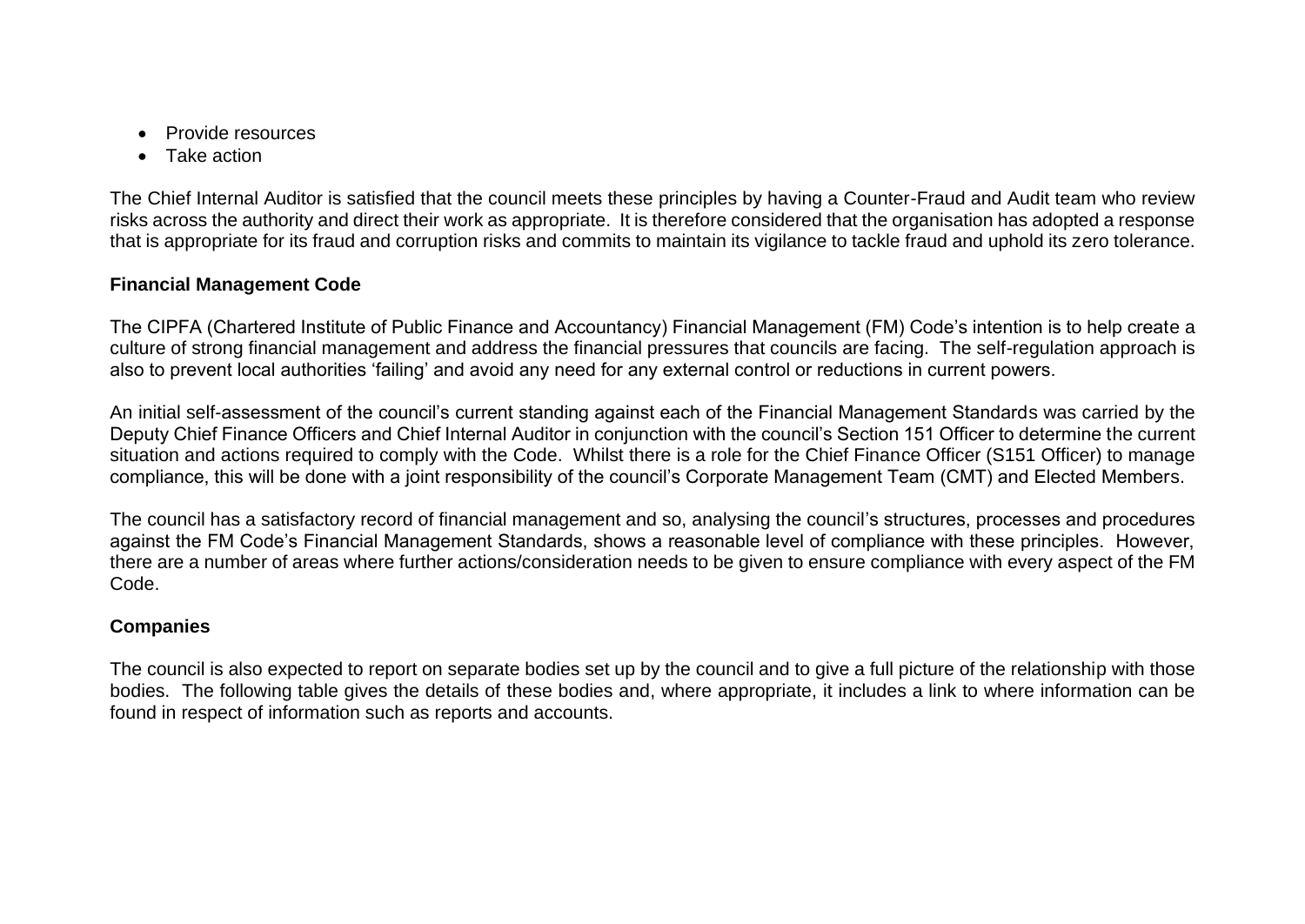- Provide resources
- Take action

The Chief Internal Auditor is satisfied that the council meets these principles by having a Counter-Fraud and Audit team who review risks across the authority and direct their work as appropriate. It is therefore considered that the organisation has adopted a response that is appropriate for its fraud and corruption risks and commits to maintain its vigilance to tackle fraud and uphold its zero tolerance.

**Financial Management Code**

The CIPFA (Chartered Institute of Public Finance and Accountancy) Financial Management (FM) Code's intention is to help create a culture of strong financial management and address the financial pressures that councils are facing. The self-regulation approach is also to prevent local authorities 'failing' and avoid any need for any external control or reductions in current powers.

An initial self-assessment of the council's current standing against each of the Financial Management Standards was carried by the Deputy Chief Finance Officers and Chief Internal Auditor in conjunction with the council's Section 151 Officer to determine the current situation and actions required to comply with the Code. Whilst there is a role for the Chief Finance Officer (S151 Officer) to manage compliance, this will be done with a joint responsibility of the council's Corporate Management Team (CMT) and Elected Members.

The council has a satisfactory record of financial management and so, analysing the council's structures, processes and procedures against the FM Code's Financial Management Standards, shows a reasonable level of compliance with these principles. However, there are a number of areas where further actions/consideration needs to be given to ensure compliance with every aspect of the FM Code.

**Companies**

The council is also expected to report on separate bodies set up by the council and to give a full picture of the relationship with those bodies. The following table gives the details of these bodies and, where appropriate, it includes a link to where information can be found in respect of information such as reports and accounts.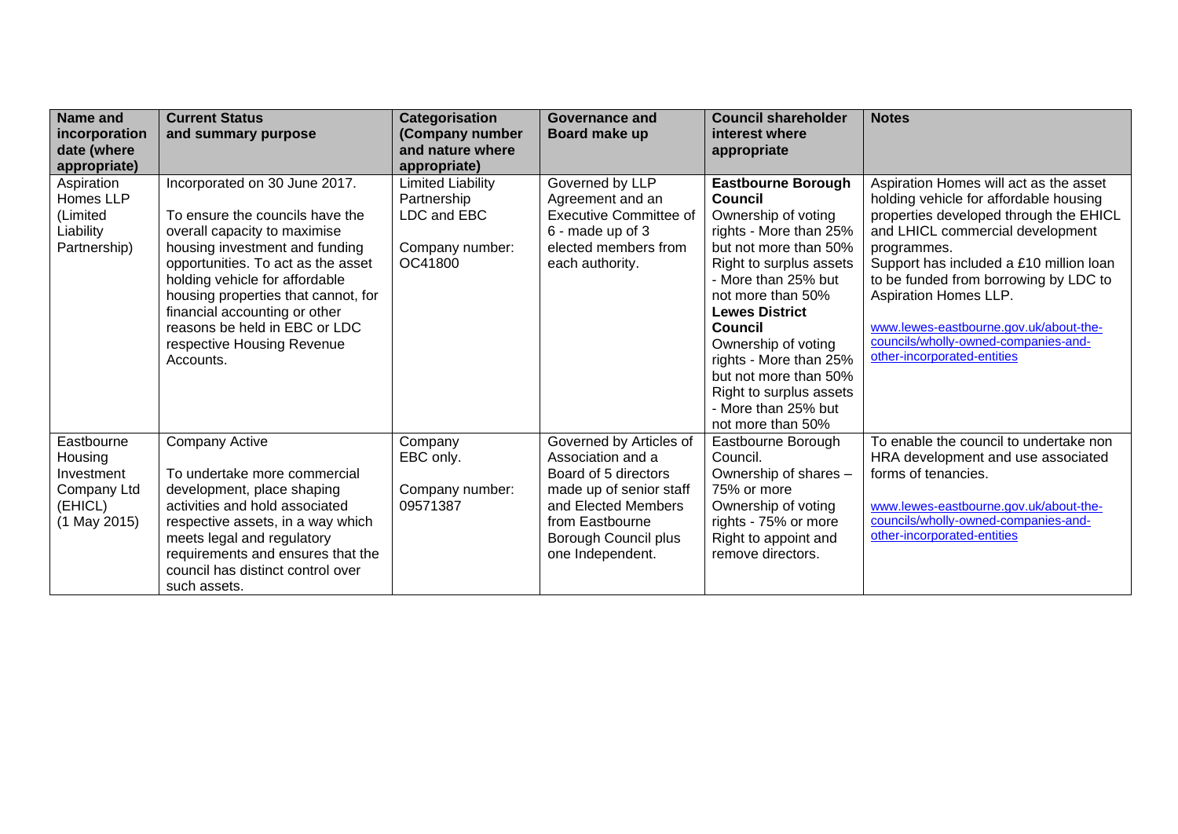| Name and incorporation date (where appropriate) | Current Status and summary purpose | Categorisation (Company number and nature where appropriate) | Governance and Board make up | Council shareholder interest where appropriate | Notes |
|---|---|---|---|---|---|
| Aspiration Homes LLP (Limited Liability Partnership) | Incorporated on 30 June 2017.<br><br>To ensure the councils have the overall capacity to maximise housing investment and funding opportunities. To act as the asset holding vehicle for affordable housing properties that cannot, for financial accounting or other reasons be held in EBC or LDC respective Housing Revenue Accounts. | Limited Liability Partnership LDC and EBC<br><br>Company number: OC41800 | Governed by LLP Agreement and an Executive Committee of 6 - made up of 3 elected members from each authority. | **Eastbourne Borough Council**<br>Ownership of voting rights - More than 25% but not more than 50%<br>Right to surplus assets - More than 25% but not more than 50%<br>**Lewes District Council**<br>Ownership of voting rights - More than 25% but not more than 50%<br>Right to surplus assets - More than 25% but not more than 50% | Aspiration Homes will act as the asset holding vehicle for affordable housing properties developed through the EHICL and LHICL commercial development programmes.<br>Support has included a £10 million loan to be funded from borrowing by LDC to Aspiration Homes LLP.<br><br>www.lewes-eastbourne.gov.uk/about-the-councils/wholly-owned-companies-and-other-incorporated-entities |
| Eastbourne Housing Investment Company Ltd (EHICL)<br>(1 May 2015) | Company Active<br><br>To undertake more commercial development, place shaping activities and hold associated respective assets, in a way which meets legal and regulatory requirements and ensures that the council has distinct control over such assets. | Company<br>EBC only.<br><br>Company number: 09571387 | Governed by Articles of Association and a Board of 5 directors made up of senior staff and Elected Members from Eastbourne Borough Council plus one Independent. | Eastbourne Borough Council.<br>Ownership of shares – 75% or more<br>Ownership of voting rights - 75% or more<br>Right to appoint and remove directors. | To enable the council to undertake non HRA development and use associated forms of tenancies.<br><br>www.lewes-eastbourne.gov.uk/about-the-councils/wholly-owned-companies-and-other-incorporated-entities |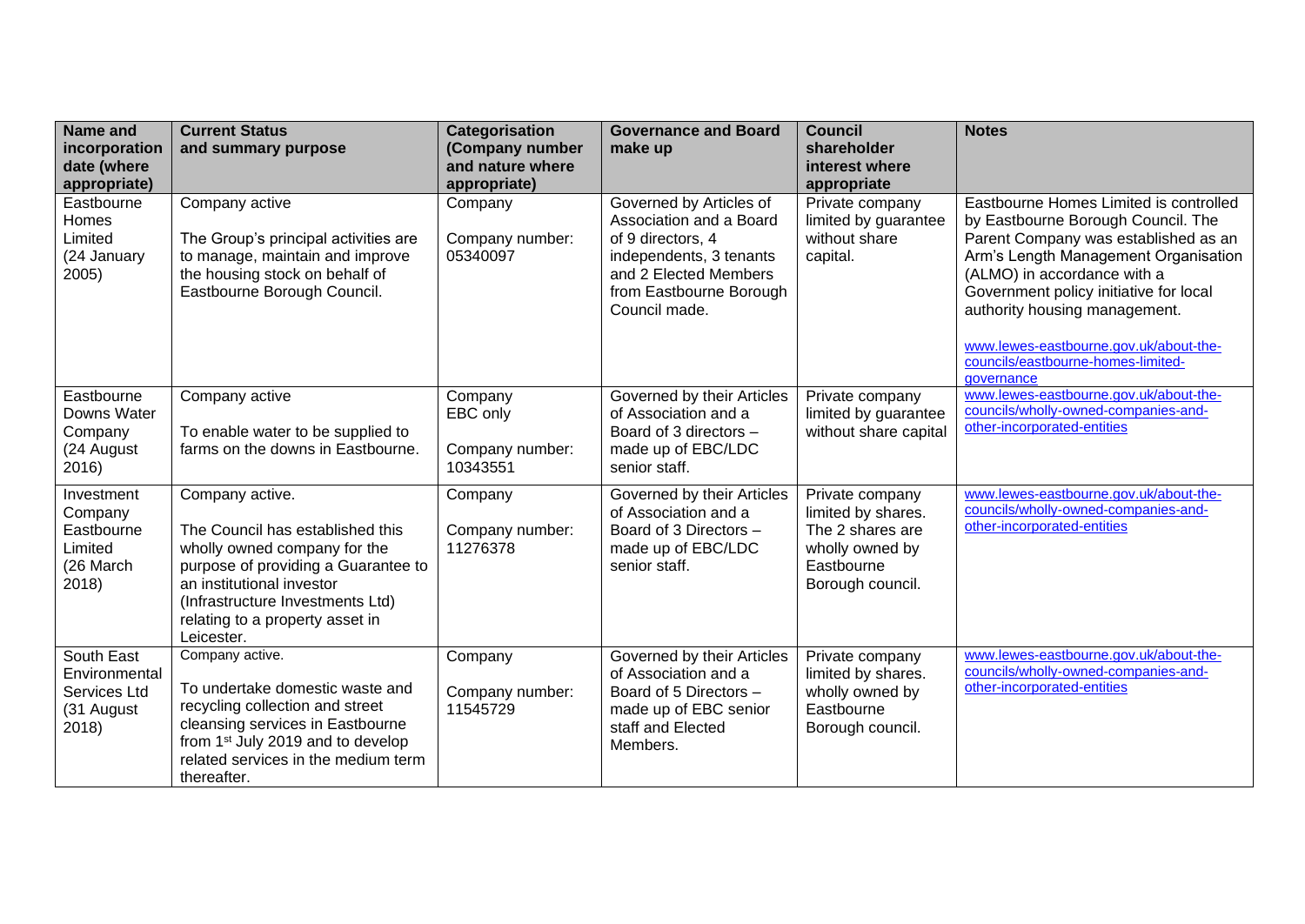| Name and incorporation date (where appropriate) | Current Status and summary purpose | Categorisation (Company number and nature where appropriate) | Governance and Board make up | Council shareholder interest where appropriate | Notes |
|---|---|---|---|---|---|
| Eastbourne Homes Limited (24 January 2005) | Company active<br><br>The Group's principal activities are to manage, maintain and improve the housing stock on behalf of Eastbourne Borough Council. | Company<br><br>Company number: 05340097 | Governed by Articles of Association and a Board of 9 directors, 4 independents, 3 tenants and 2 Elected Members from Eastbourne Borough Council made. | Private company limited by guarantee without share capital. | Eastbourne Homes Limited is controlled by Eastbourne Borough Council. The Parent Company was established as an Arm's Length Management Organisation (ALMO) in accordance with a Government policy initiative for local authority housing management.<br><br>www.lewes-eastbourne.gov.uk/about-the-councils/eastbourne-homes-limited-governance |
| Eastbourne Downs Water Company (24 August 2016) | Company active<br><br>To enable water to be supplied to farms on the downs in Eastbourne. | Company EBC only<br><br>Company number: 10343551 | Governed by their Articles of Association and a Board of 3 directors – made up of EBC/LDC senior staff. | Private company limited by guarantee without share capital | www.lewes-eastbourne.gov.uk/about-the-councils/wholly-owned-companies-and-other-incorporated-entities |
| Investment Company Eastbourne Limited (26 March 2018) | Company active.<br><br>The Council has established this wholly owned company for the purpose of providing a Guarantee to an institutional investor (Infrastructure Investments Ltd) relating to a property asset in Leicester. | Company<br><br>Company number: 11276378 | Governed by their Articles of Association and a Board of 3 Directors – made up of EBC/LDC senior staff. | Private company limited by shares. The 2 shares are wholly owned by Eastbourne Borough council. | www.lewes-eastbourne.gov.uk/about-the-councils/wholly-owned-companies-and-other-incorporated-entities |
| South East Environmental Services Ltd (31 August 2018) | Company active.<br><br>To undertake domestic waste and recycling collection and street cleansing services in Eastbourne from 1st July 2019 and to develop related services in the medium term thereafter. | Company<br><br>Company number: 11545729 | Governed by their Articles of Association and a Board of 5 Directors – made up of EBC senior staff and Elected Members. | Private company limited by shares. wholly owned by Eastbourne Borough council. | www.lewes-eastbourne.gov.uk/about-the-councils/wholly-owned-companies-and-other-incorporated-entities |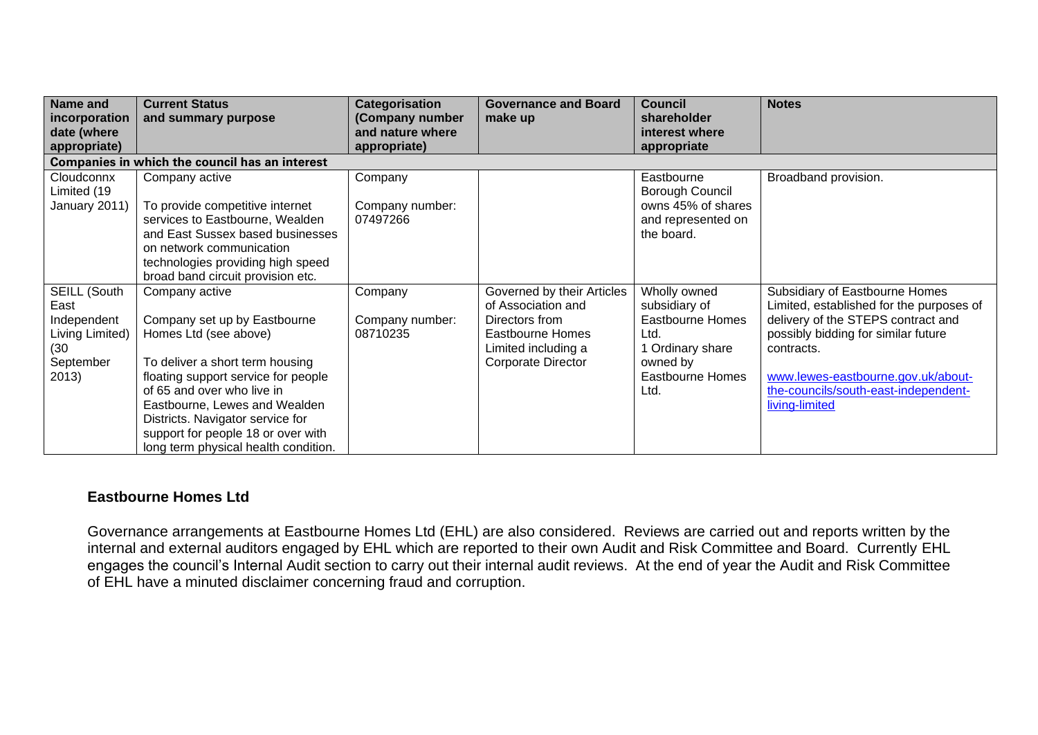| Name and incorporation date (where appropriate) | Current Status and summary purpose | Categorisation (Company number and nature where appropriate) | Governance and Board make up | Council shareholder interest where appropriate | Notes |
|---|---|---|---|---|---|
| **Companies in which the council has an interest** | | | | | |
| Cloudconnx Limited (19 January 2011) | Company active<br><br>To provide competitive internet services to Eastbourne, Wealden and East Sussex based businesses on network communication technologies providing high speed broad band circuit provision etc. | Company<br><br>Company number: 07497266 | | Eastbourne Borough Council owns 45% of shares and represented on the board. | Broadband provision. |
| SEILL (South East Independent Living Limited) (30 September 2013) | Company active<br><br>Company set up by Eastbourne Homes Ltd (see above)<br><br>To deliver a short term housing floating support service for people of 65 and over who live in Eastbourne, Lewes and Wealden Districts. Navigator service for support for people 18 or over with long term physical health condition. | Company<br><br>Company number: 08710235 | Governed by their Articles of Association and Directors from Eastbourne Homes Limited including a Corporate Director | Wholly owned subsidiary of Eastbourne Homes Ltd.<br>1 Ordinary share owned by Eastbourne Homes Ltd. | Subsidiary of Eastbourne Homes Limited, established for the purposes of delivery of the STEPS contract and possibly bidding for similar future contracts.<br><br>[www.lewes-eastbourne.gov.uk/about-the-councils/south-east-independent-living-limited](www.lewes-eastbourne.gov.uk/about-the-councils/south-east-independent-living-limited) |

**Eastbourne Homes Ltd**

Governance arrangements at Eastbourne Homes Ltd (EHL) are also considered. Reviews are carried out and reports written by the internal and external auditors engaged by EHL which are reported to their own Audit and Risk Committee and Board. Currently EHL engages the council's Internal Audit section to carry out their internal audit reviews. At the end of year the Audit and Risk Committee of EHL have a minuted disclaimer concerning fraud and corruption.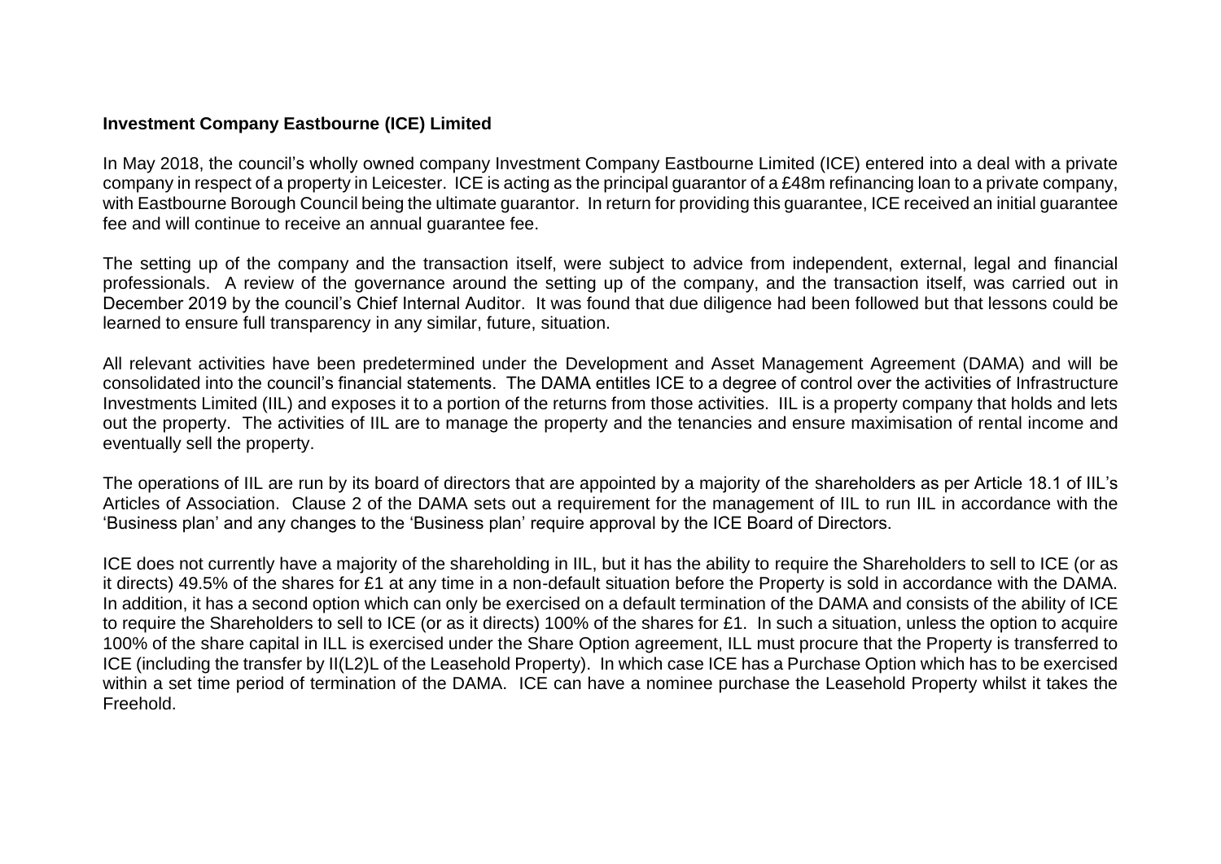**Investment Company Eastbourne (ICE) Limited**

In May 2018, the council's wholly owned company Investment Company Eastbourne Limited (ICE) entered into a deal with a private company in respect of a property in Leicester. ICE is acting as the principal guarantor of a £48m refinancing loan to a private company, with Eastbourne Borough Council being the ultimate guarantor. In return for providing this guarantee, ICE received an initial guarantee fee and will continue to receive an annual guarantee fee.

The setting up of the company and the transaction itself, were subject to advice from independent, external, legal and financial professionals. A review of the governance around the setting up of the company, and the transaction itself, was carried out in December 2019 by the council's Chief Internal Auditor. It was found that due diligence had been followed but that lessons could be learned to ensure full transparency in any similar, future, situation.

All relevant activities have been predetermined under the Development and Asset Management Agreement (DAMA) and will be consolidated into the council's financial statements. The DAMA entitles ICE to a degree of control over the activities of Infrastructure Investments Limited (IIL) and exposes it to a portion of the returns from those activities. IIL is a property company that holds and lets out the property. The activities of IIL are to manage the property and the tenancies and ensure maximisation of rental income and eventually sell the property.

The operations of IIL are run by its board of directors that are appointed by a majority of the shareholders as per Article 18.1 of IIL's Articles of Association. Clause 2 of the DAMA sets out a requirement for the management of IIL to run IIL in accordance with the 'Business plan' and any changes to the 'Business plan' require approval by the ICE Board of Directors.

ICE does not currently have a majority of the shareholding in IIL, but it has the ability to require the Shareholders to sell to ICE (or as it directs) 49.5% of the shares for £1 at any time in a non-default situation before the Property is sold in accordance with the DAMA. In addition, it has a second option which can only be exercised on a default termination of the DAMA and consists of the ability of ICE to require the Shareholders to sell to ICE (or as it directs) 100% of the shares for £1. In such a situation, unless the option to acquire 100% of the share capital in ILL is exercised under the Share Option agreement, ILL must procure that the Property is transferred to ICE (including the transfer by II(L2)L of the Leasehold Property). In which case ICE has a Purchase Option which has to be exercised within a set time period of termination of the DAMA. ICE can have a nominee purchase the Leasehold Property whilst it takes the Freehold.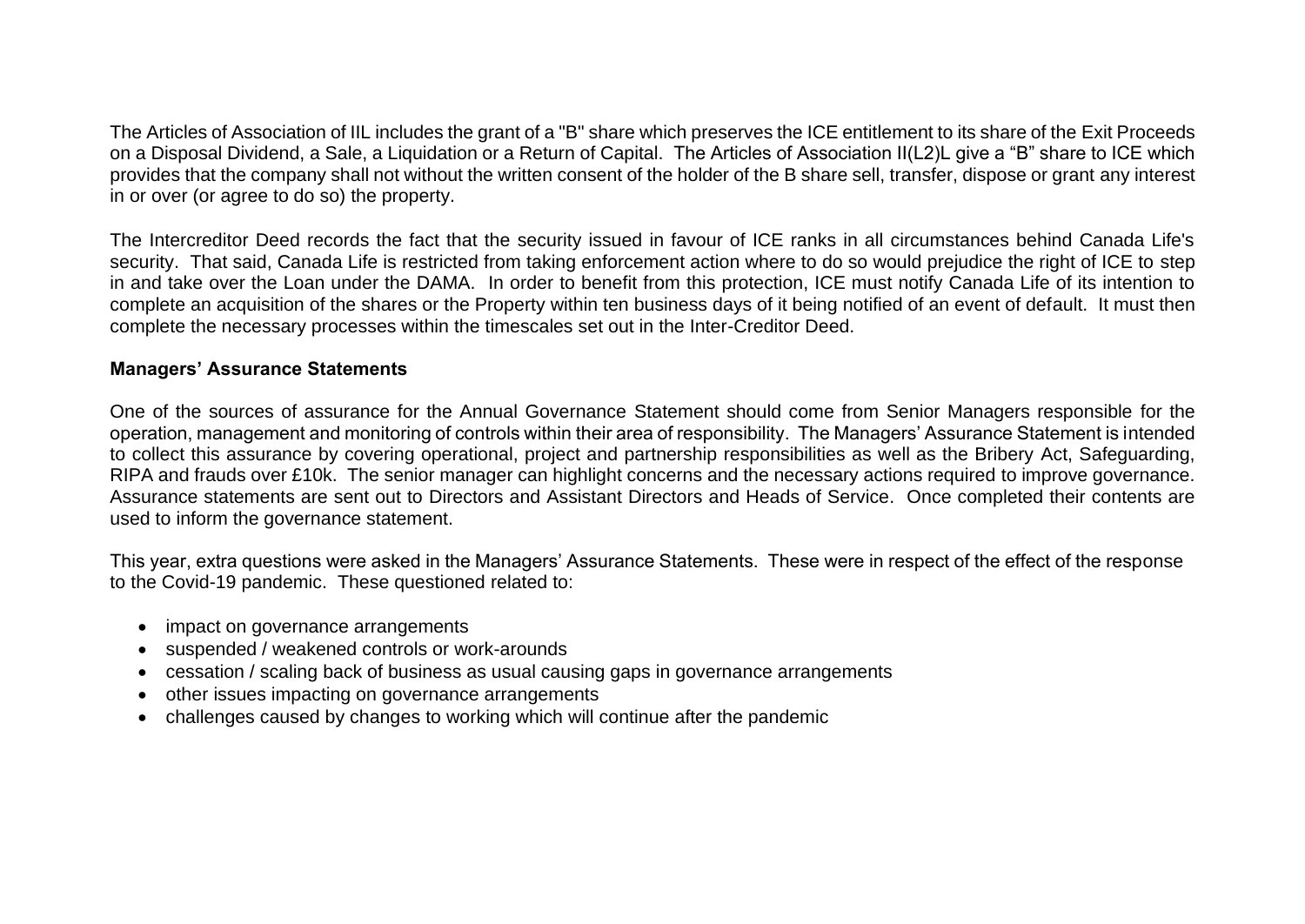The Articles of Association of IIL includes the grant of a "B" share which preserves the ICE entitlement to its share of the Exit Proceeds on a Disposal Dividend, a Sale, a Liquidation or a Return of Capital. The Articles of Association II(L2)L give a "B" share to ICE which provides that the company shall not without the written consent of the holder of the B share sell, transfer, dispose or grant any interest in or over (or agree to do so) the property.

The Intercreditor Deed records the fact that the security issued in favour of ICE ranks in all circumstances behind Canada Life's security. That said, Canada Life is restricted from taking enforcement action where to do so would prejudice the right of ICE to step in and take over the Loan under the DAMA. In order to benefit from this protection, ICE must notify Canada Life of its intention to complete an acquisition of the shares or the Property within ten business days of it being notified of an event of default. It must then complete the necessary processes within the timescales set out in the Inter-Creditor Deed.

**Managers' Assurance Statements**

One of the sources of assurance for the Annual Governance Statement should come from Senior Managers responsible for the operation, management and monitoring of controls within their area of responsibility. The Managers' Assurance Statement is intended to collect this assurance by covering operational, project and partnership responsibilities as well as the Bribery Act, Safeguarding, RIPA and frauds over £10k. The senior manager can highlight concerns and the necessary actions required to improve governance. Assurance statements are sent out to Directors and Assistant Directors and Heads of Service. Once completed their contents are used to inform the governance statement.

This year, extra questions were asked in the Managers' Assurance Statements. These were in respect of the effect of the response to the Covid-19 pandemic. These questioned related to:

- impact on governance arrangements
- suspended / weakened controls or work-arounds
- cessation / scaling back of business as usual causing gaps in governance arrangements
- other issues impacting on governance arrangements
- challenges caused by changes to working which will continue after the pandemic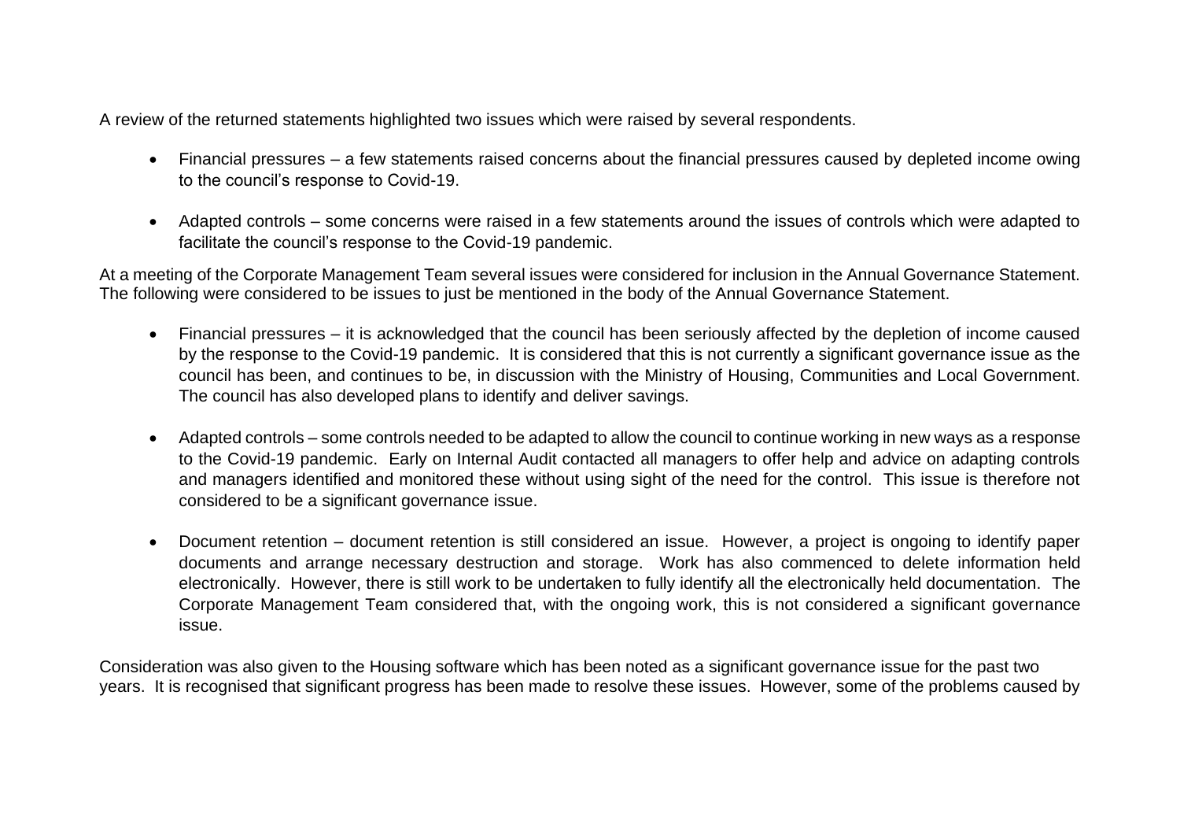A review of the returned statements highlighted two issues which were raised by several respondents.

- Financial pressures – a few statements raised concerns about the financial pressures caused by depleted income owing to the council's response to Covid-19.
- Adapted controls – some concerns were raised in a few statements around the issues of controls which were adapted to facilitate the council's response to the Covid-19 pandemic.

At a meeting of the Corporate Management Team several issues were considered for inclusion in the Annual Governance Statement. The following were considered to be issues to just be mentioned in the body of the Annual Governance Statement.

- Financial pressures – it is acknowledged that the council has been seriously affected by the depletion of income caused by the response to the Covid-19 pandemic. It is considered that this is not currently a significant governance issue as the council has been, and continues to be, in discussion with the Ministry of Housing, Communities and Local Government. The council has also developed plans to identify and deliver savings.
- Adapted controls – some controls needed to be adapted to allow the council to continue working in new ways as a response to the Covid-19 pandemic. Early on Internal Audit contacted all managers to offer help and advice on adapting controls and managers identified and monitored these without using sight of the need for the control. This issue is therefore not considered to be a significant governance issue.
- Document retention – document retention is still considered an issue. However, a project is ongoing to identify paper documents and arrange necessary destruction and storage. Work has also commenced to delete information held electronically. However, there is still work to be undertaken to fully identify all the electronically held documentation. The Corporate Management Team considered that, with the ongoing work, this is not considered a significant governance issue.

Consideration was also given to the Housing software which has been noted as a significant governance issue for the past two years. It is recognised that significant progress has been made to resolve these issues. However, some of the problems caused by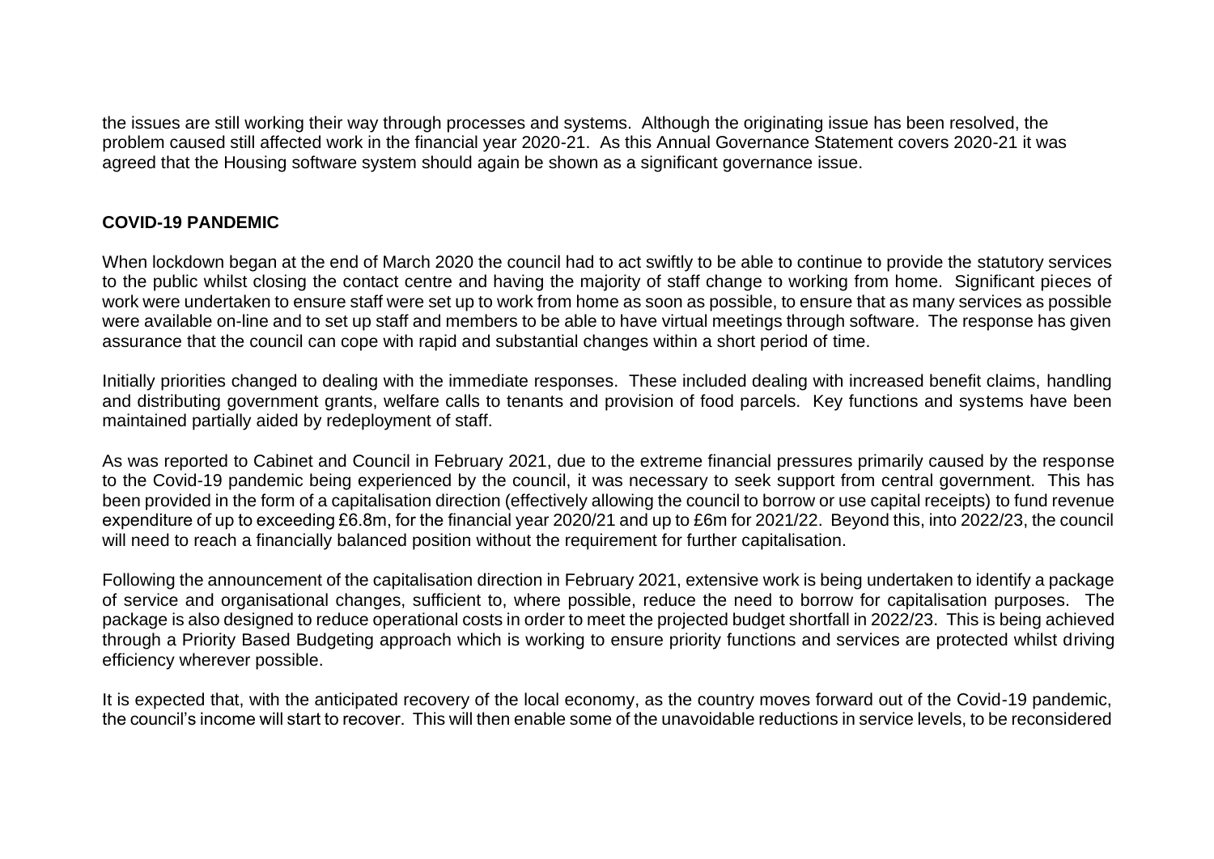the issues are still working their way through processes and systems. Although the originating issue has been resolved, the problem caused still affected work in the financial year 2020-21. As this Annual Governance Statement covers 2020-21 it was agreed that the Housing software system should again be shown as a significant governance issue.

**COVID-19 PANDEMIC**

When lockdown began at the end of March 2020 the council had to act swiftly to be able to continue to provide the statutory services to the public whilst closing the contact centre and having the majority of staff change to working from home. Significant pieces of work were undertaken to ensure staff were set up to work from home as soon as possible, to ensure that as many services as possible were available on-line and to set up staff and members to be able to have virtual meetings through software. The response has given assurance that the council can cope with rapid and substantial changes within a short period of time.

Initially priorities changed to dealing with the immediate responses. These included dealing with increased benefit claims, handling and distributing government grants, welfare calls to tenants and provision of food parcels. Key functions and systems have been maintained partially aided by redeployment of staff.

As was reported to Cabinet and Council in February 2021, due to the extreme financial pressures primarily caused by the response to the Covid-19 pandemic being experienced by the council, it was necessary to seek support from central government. This has been provided in the form of a capitalisation direction (effectively allowing the council to borrow or use capital receipts) to fund revenue expenditure of up to exceeding £6.8m, for the financial year 2020/21 and up to £6m for 2021/22. Beyond this, into 2022/23, the council will need to reach a financially balanced position without the requirement for further capitalisation.

Following the announcement of the capitalisation direction in February 2021, extensive work is being undertaken to identify a package of service and organisational changes, sufficient to, where possible, reduce the need to borrow for capitalisation purposes. The package is also designed to reduce operational costs in order to meet the projected budget shortfall in 2022/23. This is being achieved through a Priority Based Budgeting approach which is working to ensure priority functions and services are protected whilst driving efficiency wherever possible.

It is expected that, with the anticipated recovery of the local economy, as the country moves forward out of the Covid-19 pandemic, the council's income will start to recover. This will then enable some of the unavoidable reductions in service levels, to be reconsidered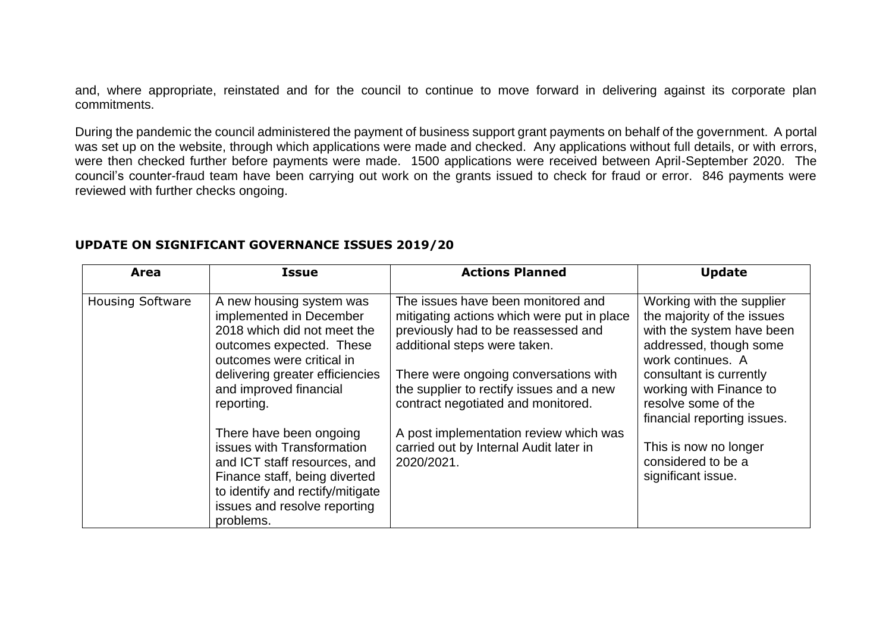and, where appropriate, reinstated and for the council to continue to move forward in delivering against its corporate plan commitments.

During the pandemic the council administered the payment of business support grant payments on behalf of the government. A portal was set up on the website, through which applications were made and checked. Any applications without full details, or with errors, were then checked further before payments were made. 1500 applications were received between April-September 2020. The council's counter-fraud team have been carrying out work on the grants issued to check for fraud or error. 846 payments were reviewed with further checks ongoing.

**UPDATE ON SIGNIFICANT GOVERNANCE ISSUES 2019/20**

| Area | Issue | Actions Planned | Update |
|---|---|---|---|
| Housing Software | A new housing system was implemented in December 2018 which did not meet the outcomes expected. These outcomes were critical in delivering greater efficiencies and improved financial reporting.<br><br>There have been ongoing issues with Transformation and ICT staff resources, and Finance staff, being diverted to identify and rectify/mitigate issues and resolve reporting problems. | The issues have been monitored and mitigating actions which were put in place previously had to be reassessed and additional steps were taken.<br><br>There were ongoing conversations with the supplier to rectify issues and a new contract negotiated and monitored.<br><br>A post implementation review which was carried out by Internal Audit later in 2020/2021. | Working with the supplier the majority of the issues with the system have been addressed, though some work continues. A consultant is currently working with Finance to resolve some of the financial reporting issues.<br><br>This is now no longer considered to be a significant issue. |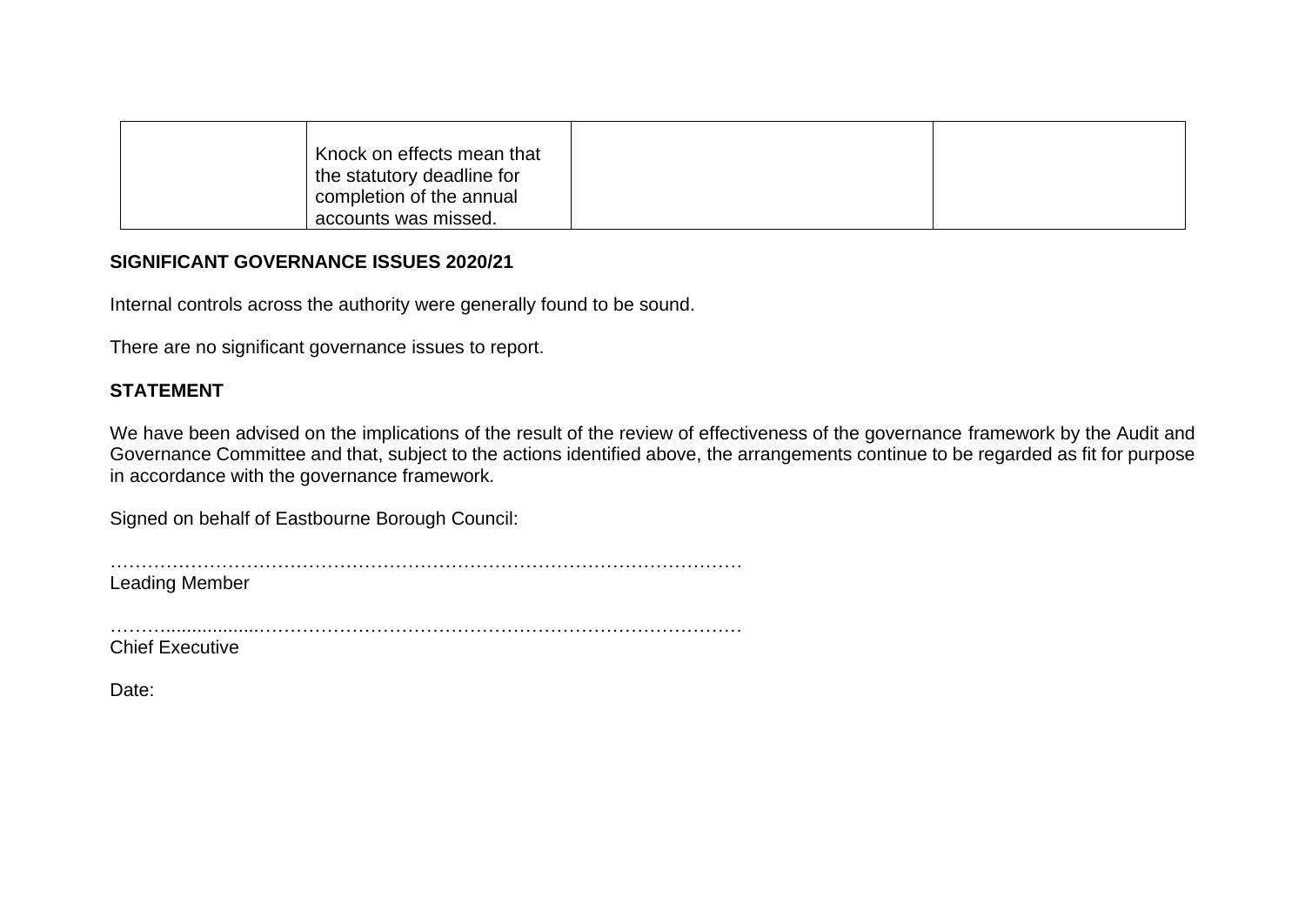| | | | |
|---|---|---|---|
| | Knock on effects mean that the statutory deadline for completion of the annual accounts was missed. | | |

**SIGNIFICANT GOVERNANCE ISSUES 2020/21**

Internal controls across the authority were generally found to be sound.

There are no significant governance issues to report.

**STATEMENT**

We have been advised on the implications of the result of the review of effectiveness of the governance framework by the Audit and Governance Committee and that, subject to the actions identified above, the arrangements continue to be regarded as fit for purpose in accordance with the governance framework.

Signed on behalf of Eastbourne Borough Council:

…………………………………………………………………………………………
Leading Member

………..................………………………………………………………………
Chief Executive

Date: